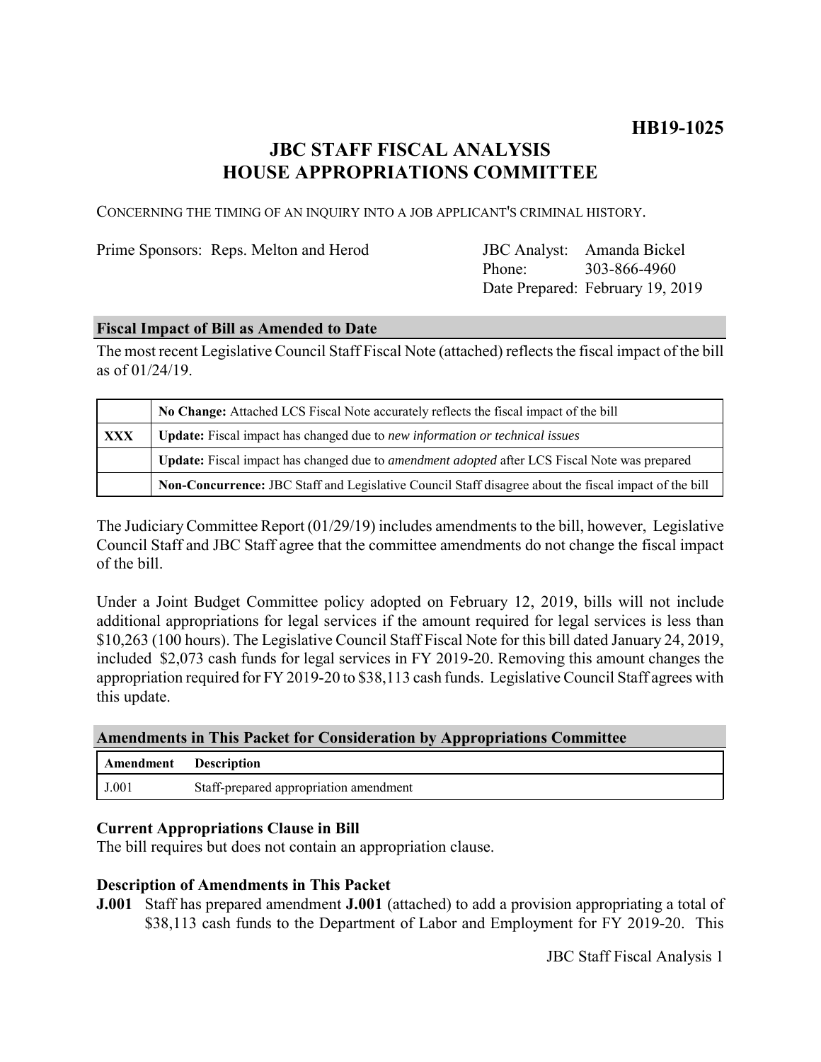# HB19-1025

## JBC STAFF FISCAL ANALYSIS
## HOUSE APPROPRIATIONS COMMITTEE

CONCERNING THE TIMING OF AN INQUIRY INTO A JOB APPLICANT'S CRIMINAL HISTORY.

Prime Sponsors: Reps. Melton and Herod

JBC Analyst: Amanda Bickel
Phone: 303-866-4960
Date Prepared: February 19, 2019

### Fiscal Impact of Bill as Amended to Date

The most recent Legislative Council Staff Fiscal Note (attached) reflects the fiscal impact of the bill as of 01/24/19.

| | |
|---|---|
| | **No Change:** Attached LCS Fiscal Note accurately reflects the fiscal impact of the bill |
| **XXX** | **Update:** Fiscal impact has changed due to *new information or technical issues* |
| | **Update:** Fiscal impact has changed due to *amendment adopted* after LCS Fiscal Note was prepared |
| | **Non-Concurrence:** JBC Staff and Legislative Council Staff disagree about the fiscal impact of the bill |

The Judiciary Committee Report (01/29/19) includes amendments to the bill, however, Legislative Council Staff and JBC Staff agree that the committee amendments do not change the fiscal impact of the bill.

Under a Joint Budget Committee policy adopted on February 12, 2019, bills will not include additional appropriations for legal services if the amount required for legal services is less than $10,263 (100 hours). The Legislative Council Staff Fiscal Note for this bill dated January 24, 2019, included $2,073 cash funds for legal services in FY 2019-20. Removing this amount changes the appropriation required for FY 2019-20 to $38,113 cash funds. Legislative Council Staff agrees with this update.

### Amendments in This Packet for Consideration by Appropriations Committee

| Amendment | Description |
|---|---|
| J.001 | Staff-prepared appropriation amendment |

### Current Appropriations Clause in Bill

The bill requires but does not contain an appropriation clause.

### Description of Amendments in This Packet

**J.001** Staff has prepared amendment **J.001** (attached) to add a provision appropriating a total of $38,113 cash funds to the Department of Labor and Employment for FY 2019-20. This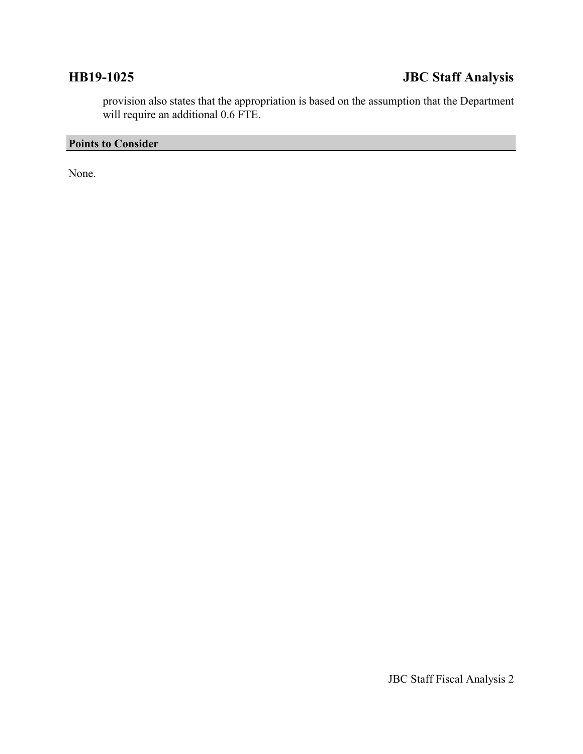provision also states that the appropriation is based on the assumption that the Department will require an additional 0.6 FTE.

## Points to Consider

None.